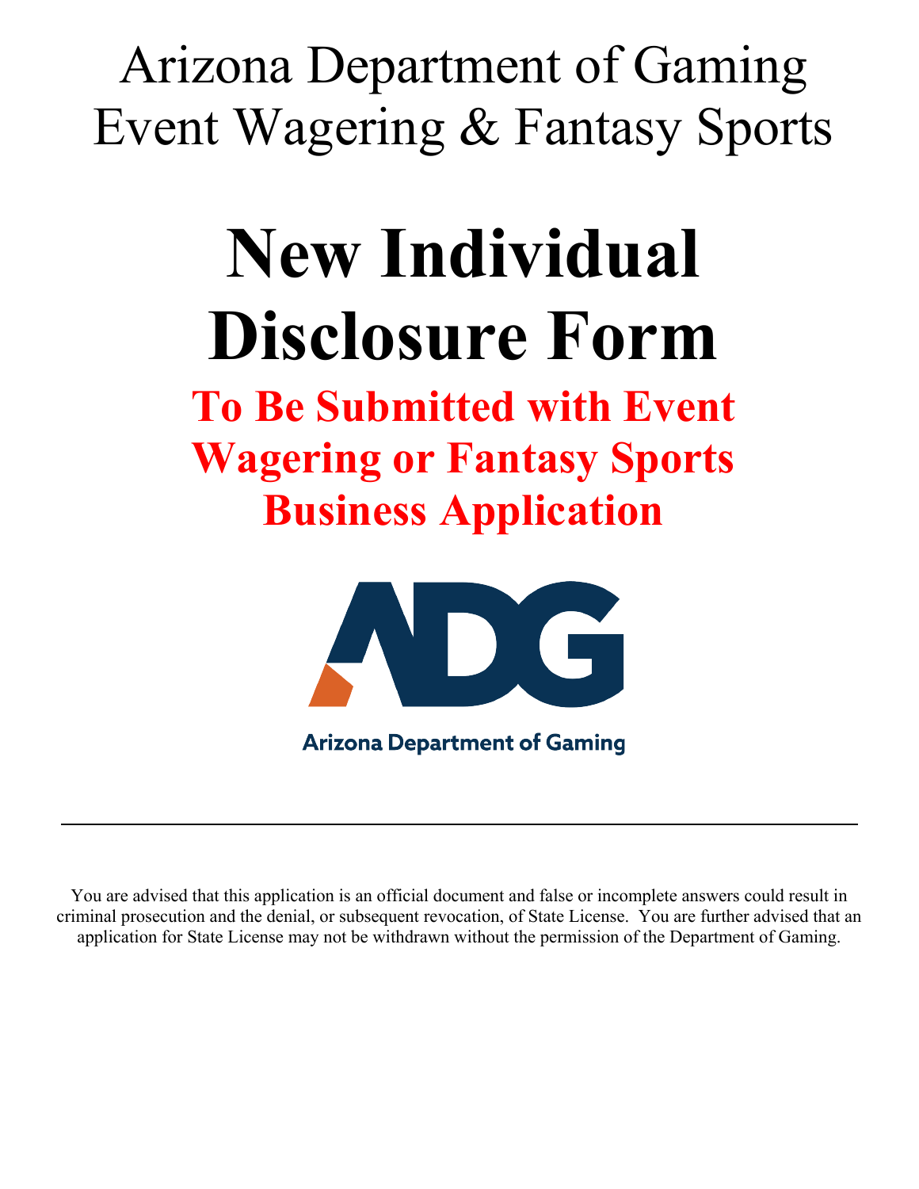# Arizona Department of Gaming
# Event Wagering & Fantasy Sports

# New Individual Disclosure Form

## To Be Submitted with Event Wagering or Fantasy Sports Business Application

Arizona Department of Gaming

---

You are advised that this application is an official document and false or incomplete answers could result in criminal prosecution and the denial, or subsequent revocation, of State License. You are further advised that an application for State License may not be withdrawn without the permission of the Department of Gaming.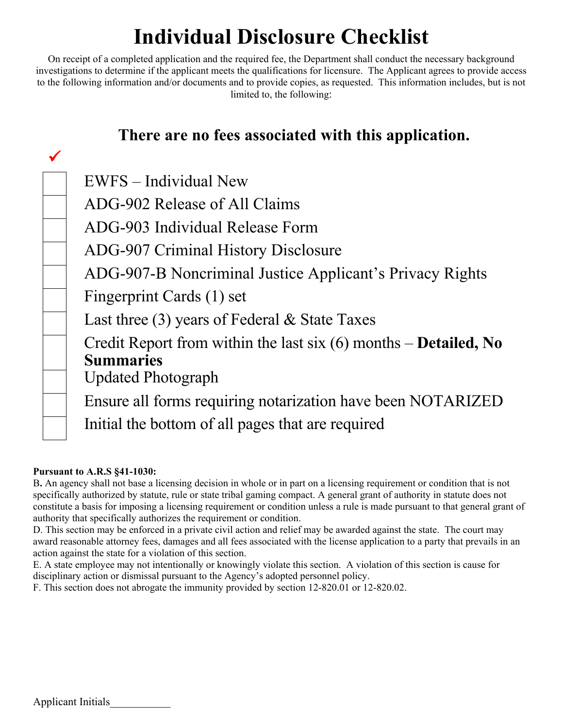# Individual Disclosure Checklist

On receipt of a completed application and the required fee, the Department shall conduct the necessary background investigations to determine if the applicant meets the qualifications for licensure. The Applicant agrees to provide access to the following information and/or documents and to provide copies, as requested. This information includes, but is not limited to, the following:

## There are no fees associated with this application.

| ✓ | |
|---|---|
| ☐ | EWFS – Individual New |
| ☐ | ADG-902 Release of All Claims |
| ☐ | ADG-903 Individual Release Form |
| ☐ | ADG-907 Criminal History Disclosure |
| ☐ | ADG-907-B Noncriminal Justice Applicant's Privacy Rights |
| ☐ | Fingerprint Cards (1) set |
| ☐ | Last three (3) years of Federal & State Taxes |
| ☐ | Credit Report from within the last six (6) months – **Detailed, No Summaries** |
| ☐ | Updated Photograph |
| ☐ | Ensure all forms requiring notarization have been NOTARIZED |
| ☐ | Initial the bottom of all pages that are required |

**Pursuant to A.R.S §41-1030:**

B**.** An agency shall not base a licensing decision in whole or in part on a licensing requirement or condition that is not specifically authorized by statute, rule or state tribal gaming compact. A general grant of authority in statute does not constitute a basis for imposing a licensing requirement or condition unless a rule is made pursuant to that general grant of authority that specifically authorizes the requirement or condition.

D. This section may be enforced in a private civil action and relief may be awarded against the state. The court may award reasonable attorney fees, damages and all fees associated with the license application to a party that prevails in an action against the state for a violation of this section.

E. A state employee may not intentionally or knowingly violate this section. A violation of this section is cause for disciplinary action or dismissal pursuant to the Agency's adopted personnel policy.

F. This section does not abrogate the immunity provided by section 12-820.01 or 12-820.02.

Applicant Initials\_\_\_\_\_\_\_\_\_\_\_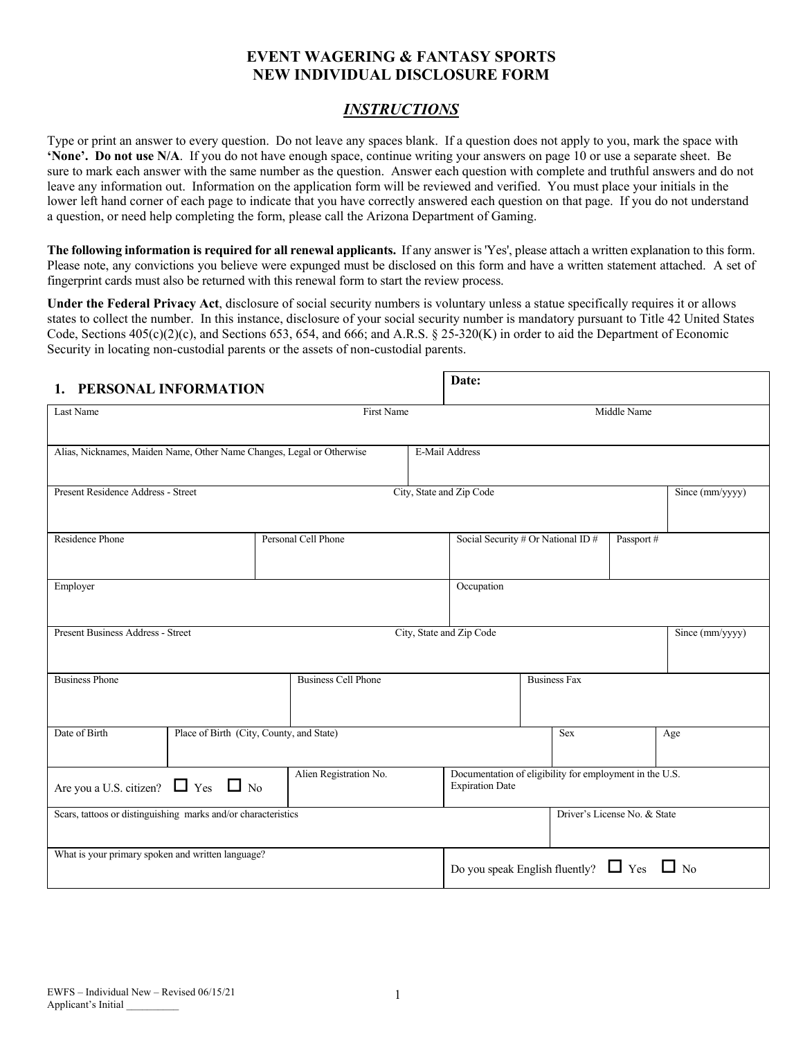# EVENT WAGERING & FANTASY SPORTS
# NEW INDIVIDUAL DISCLOSURE FORM

## *INSTRUCTIONS*

Type or print an answer to every question. Do not leave any spaces blank. If a question does not apply to you, mark the space with **'None'. Do not use N/A**. If you do not have enough space, continue writing your answers on page 10 or use a separate sheet. Be sure to mark each answer with the same number as the question. Answer each question with complete and truthful answers and do not leave any information out. Information on the application form will be reviewed and verified. You must place your initials in the lower left hand corner of each page to indicate that you have correctly answered each question on that page. If you do not understand a question, or need help completing the form, please call the Arizona Department of Gaming.

**The following information is required for all renewal applicants.** If any answer is 'Yes', please attach a written explanation to this form. Please note, any convictions you believe were expunged must be disclosed on this form and have a written statement attached. A set of fingerprint cards must also be returned with this renewal form to start the review process.

**Under the Federal Privacy Act**, disclosure of social security numbers is voluntary unless a statue specifically requires it or allows states to collect the number. In this instance, disclosure of your social security number is mandatory pursuant to Title 42 United States Code, Sections 405(c)(2)(c), and Sections 653, 654, and 666; and A.R.S. § 25-320(K) in order to aid the Department of Economic Security in locating non-custodial parents or the assets of non-custodial parents.

## 1. PERSONAL INFORMATION

**Date:**

| Last Name | First Name | Middle Name |
|---|---|---|
| | | |

| Alias, Nicknames, Maiden Name, Other Name Changes, Legal or Otherwise | E-Mail Address |
|---|---|
| | |

| Present Residence Address - Street | City, State and Zip Code | Since (mm/yyyy) |
|---|---|---|
| | | |

| Residence Phone | Personal Cell Phone | Social Security # Or National ID # | Passport # |
|---|---|---|---|
| | | | |

| Employer | Occupation |
|---|---|
| | |

| Present Business Address - Street | City, State and Zip Code | Since (mm/yyyy) |
|---|---|---|
| | | |

| Business Phone | Business Cell Phone | Business Fax |
|---|---|---|
| | | |

| Date of Birth | Place of Birth (City, County, and State) | Sex | Age |
|---|---|---|---|
| | | | |

| Are you a U.S. citizen? ☐ Yes ☐ No | Alien Registration No. | Documentation of eligibility for employment in the U.S. Expiration Date |
|---|---|---|
| | | |

| Scars, tattoos or distinguishing marks and/or characteristics | Driver's License No. & State |
|---|---|
| | |

| What is your primary spoken and written language? | Do you speak English fluently? ☐ Yes ☐ No |
|---|---|
| | |

EWFS – Individual New – Revised 06/15/21
Applicant's Initial __________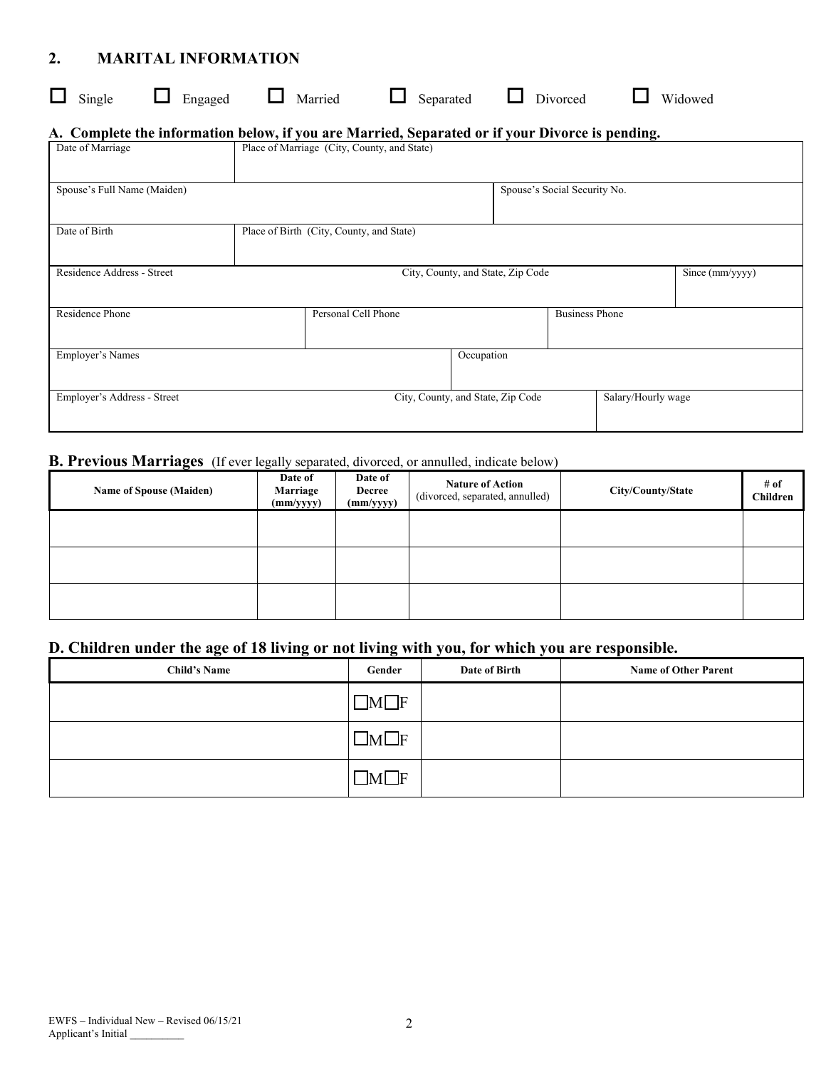## 2. MARITAL INFORMATION

☐ Single ☐ Engaged ☐ Married ☐ Separated ☐ Divorced ☐ Widowed

### A. Complete the information below, if you are Married, Separated or if your Divorce is pending.

| Date of Marriage | Place of Marriage (City, County, and State) | | |
|---|---|---|---|
| Spouse's Full Name (Maiden) | | Spouse's Social Security No. | |
| Date of Birth | Place of Birth (City, County, and State) | | |
| Residence Address - Street | City, County, and State, Zip Code | | Since (mm/yyyy) |
| Residence Phone | Personal Cell Phone | Business Phone | |
| Employer's Names | | Occupation | |
| Employer's Address - Street | City, County, and State, Zip Code | | Salary/Hourly wage |

### B. Previous Marriages (If ever legally separated, divorced, or annulled, indicate below)

| Name of Spouse (Maiden) | Date of Marriage (mm/yyyy) | Date of Decree (mm/yyyy) | Nature of Action (divorced, separated, annulled) | City/County/State | # of Children |
|---|---|---|---|---|---|
| | | | | | |
| | | | | | |
| | | | | | |

### D. Children under the age of 18 living or not living with you, for which you are responsible.

| Child's Name | Gender | Date of Birth | Name of Other Parent |
|---|---|---|---|
| | ☐M☐F | | |
| | ☐M☐F | | |
| | ☐M☐F | | |

EWFS – Individual New – Revised 06/15/21
Applicant's Initial __________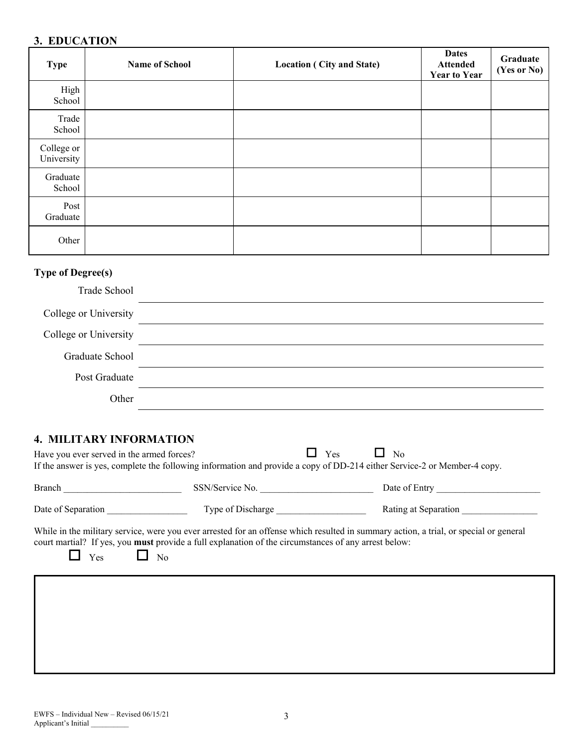## 3. EDUCATION

| Type | Name of School | Location ( City and State) | Dates Attended Year to Year | Graduate (Yes or No) |
|---|---|---|---|---|
| High School | | | | |
| Trade School | | | | |
| College or University | | | | |
| Graduate School | | | | |
| Post Graduate | | | | |
| Other | | | | |

### Type of Degree(s)

Trade School ________________________________________________

College or University ________________________________________________

College or University ________________________________________________

Graduate School ________________________________________________

Post Graduate ________________________________________________

Other ________________________________________________

## 4. MILITARY INFORMATION

Have you ever served in the armed forces? ☐ Yes ☐ No

If the answer is yes, complete the following information and provide a copy of DD-214 either Service-2 or Member-4 copy.

Branch _________________________ SSN/Service No. _________________________ Date of Entry ______________________

Date of Separation _________________ Type of Discharge ___________________ Rating at Separation ________________

While in the military service, were you ever arrested for an offense which resulted in summary action, a trial, or special or general court martial? If yes, you **must** provide a full explanation of the circumstances of any arrest below:

☐ Yes ☐ No

EWFS – Individual New – Revised 06/15/21
Applicant's Initial __________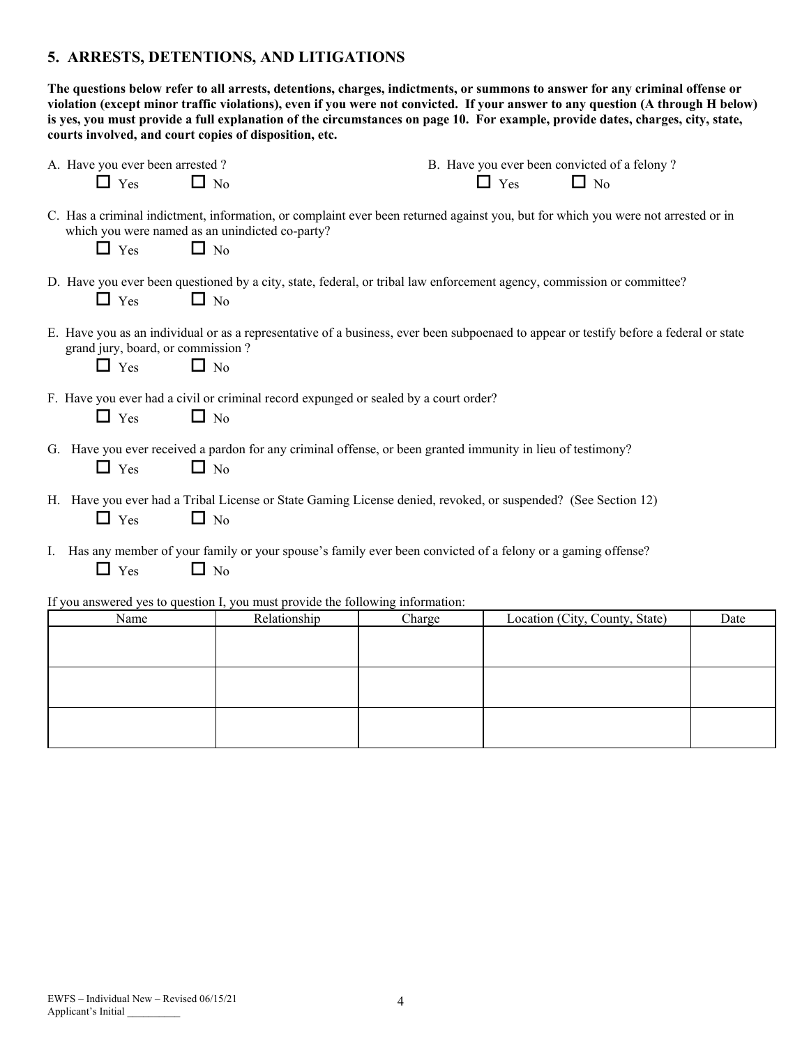## 5. ARRESTS, DETENTIONS, AND LITIGATIONS

**The questions below refer to all arrests, detentions, charges, indictments, or summons to answer for any criminal offense or violation (except minor traffic violations), even if you were not convicted. If your answer to any question (A through H below) is yes, you must provide a full explanation of the circumstances on page 10. For example, provide dates, charges, city, state, courts involved, and court copies of disposition, etc.**

A. Have you ever been arrested ?
☐ Yes ☐ No

B. Have you ever been convicted of a felony ?
☐ Yes ☐ No

C. Has a criminal indictment, information, or complaint ever been returned against you, but for which you were not arrested or in which you were named as an unindicted co-party?
☐ Yes ☐ No

D. Have you ever been questioned by a city, state, federal, or tribal law enforcement agency, commission or committee?
☐ Yes ☐ No

E. Have you as an individual or as a representative of a business, ever been subpoenaed to appear or testify before a federal or state grand jury, board, or commission ?
☐ Yes ☐ No

F. Have you ever had a civil or criminal record expunged or sealed by a court order?
☐ Yes ☐ No

G. Have you ever received a pardon for any criminal offense, or been granted immunity in lieu of testimony?
☐ Yes ☐ No

H. Have you ever had a Tribal License or State Gaming License denied, revoked, or suspended? (See Section 12)
☐ Yes ☐ No

I. Has any member of your family or your spouse's family ever been convicted of a felony or a gaming offense?
☐ Yes ☐ No

If you answered yes to question I, you must provide the following information:

| Name | Relationship | Charge | Location (City, County, State) | Date |
|---|---|---|---|---|
| | | | | |
| | | | | |
| | | | | |

EWFS – Individual New – Revised 06/15/21
Applicant's Initial __________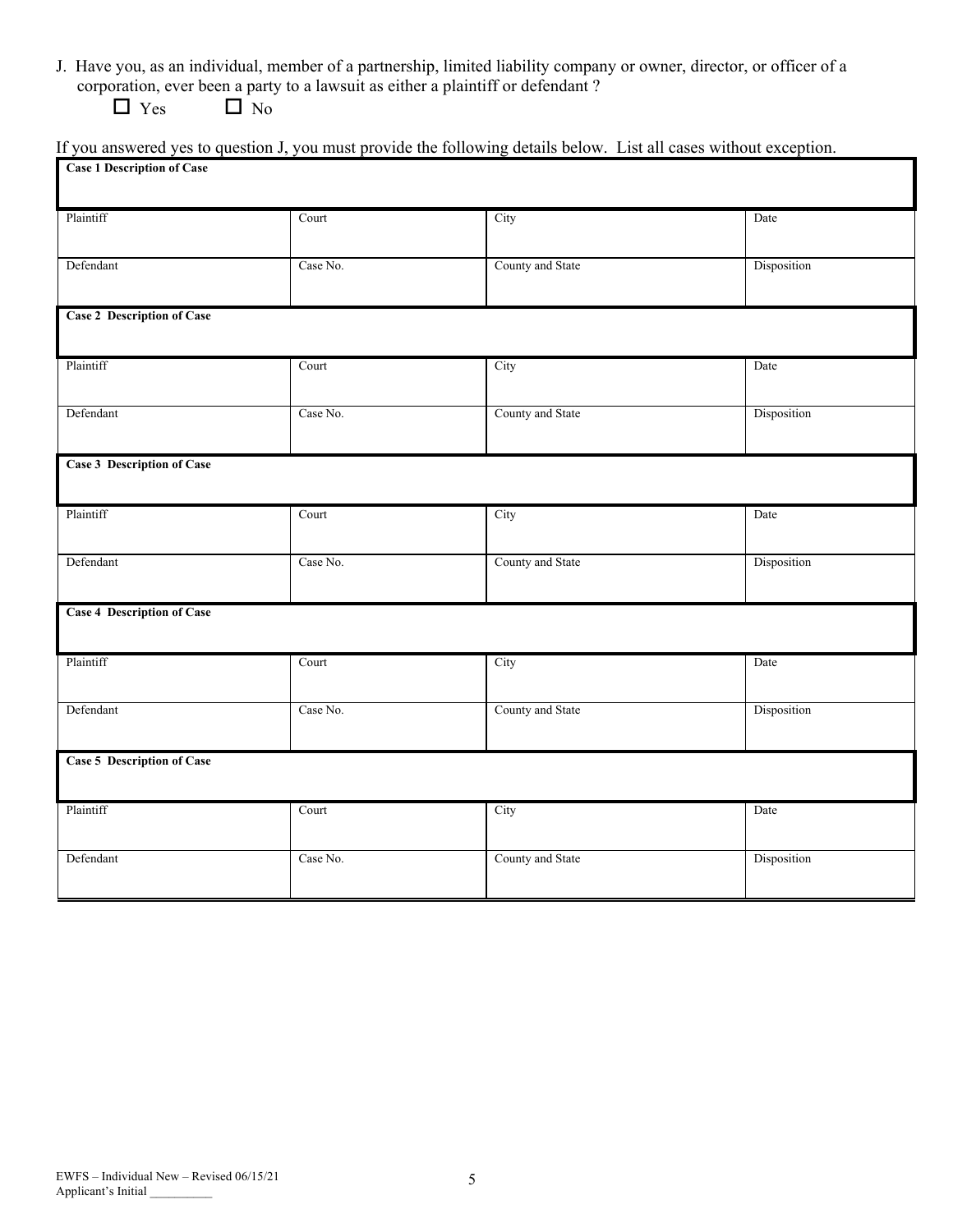J. Have you, as an individual, member of a partnership, limited liability company or owner, director, or officer of a corporation, ever been a party to a lawsuit as either a plaintiff or defendant ?

☐ Yes ☐ No

If you answered yes to question J, you must provide the following details below. List all cases without exception.

| **Case 1 Description of Case** | | | |
|---|---|---|---|
| Plaintiff | Court | City | Date |
| Defendant | Case No. | County and State | Disposition |

| **Case 2 Description of Case** | | | |
|---|---|---|---|
| Plaintiff | Court | City | Date |
| Defendant | Case No. | County and State | Disposition |

| **Case 3 Description of Case** | | | |
|---|---|---|---|
| Plaintiff | Court | City | Date |
| Defendant | Case No. | County and State | Disposition |

| **Case 4 Description of Case** | | | |
|---|---|---|---|
| Plaintiff | Court | City | Date |
| Defendant | Case No. | County and State | Disposition |

| **Case 5 Description of Case** | | | |
|---|---|---|---|
| Plaintiff | Court | City | Date |
| Defendant | Case No. | County and State | Disposition |

EWFS – Individual New – Revised 06/15/21
Applicant's Initial __________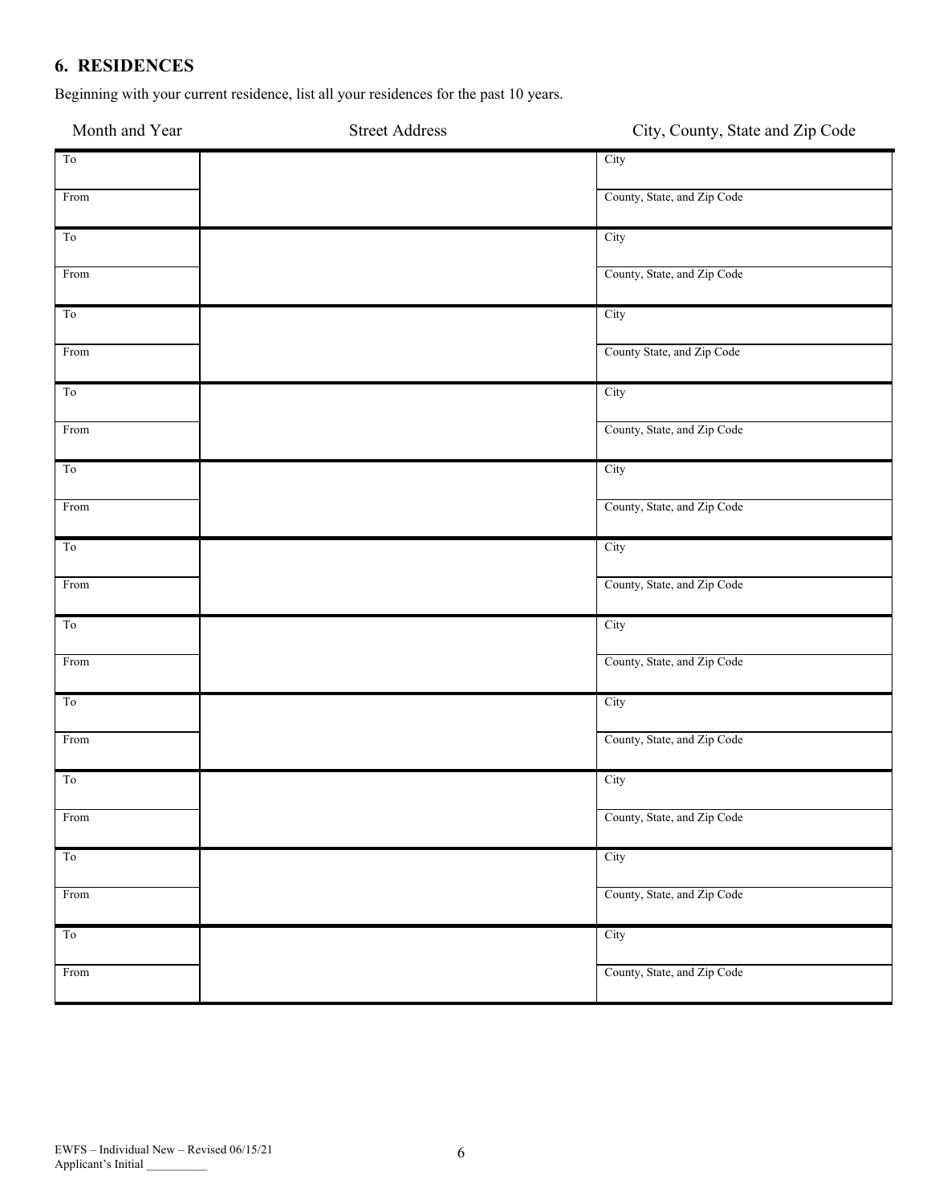## 6. RESIDENCES

Beginning with your current residence, list all your residences for the past 10 years.

| Month and Year | Street Address | City, County, State and Zip Code |
|---|---|---|
| To | | City |
| From | | County, State, and Zip Code |
| To | | City |
| From | | County, State, and Zip Code |
| To | | City |
| From | | County State, and Zip Code |
| To | | City |
| From | | County, State, and Zip Code |
| To | | City |
| From | | County, State, and Zip Code |
| To | | City |
| From | | County, State, and Zip Code |
| To | | City |
| From | | County, State, and Zip Code |
| To | | City |
| From | | County, State, and Zip Code |
| To | | City |
| From | | County, State, and Zip Code |
| To | | City |
| From | | County, State, and Zip Code |
| To | | City |
| From | | County, State, and Zip Code |

EWFS – Individual New – Revised 06/15/21
Applicant's Initial __________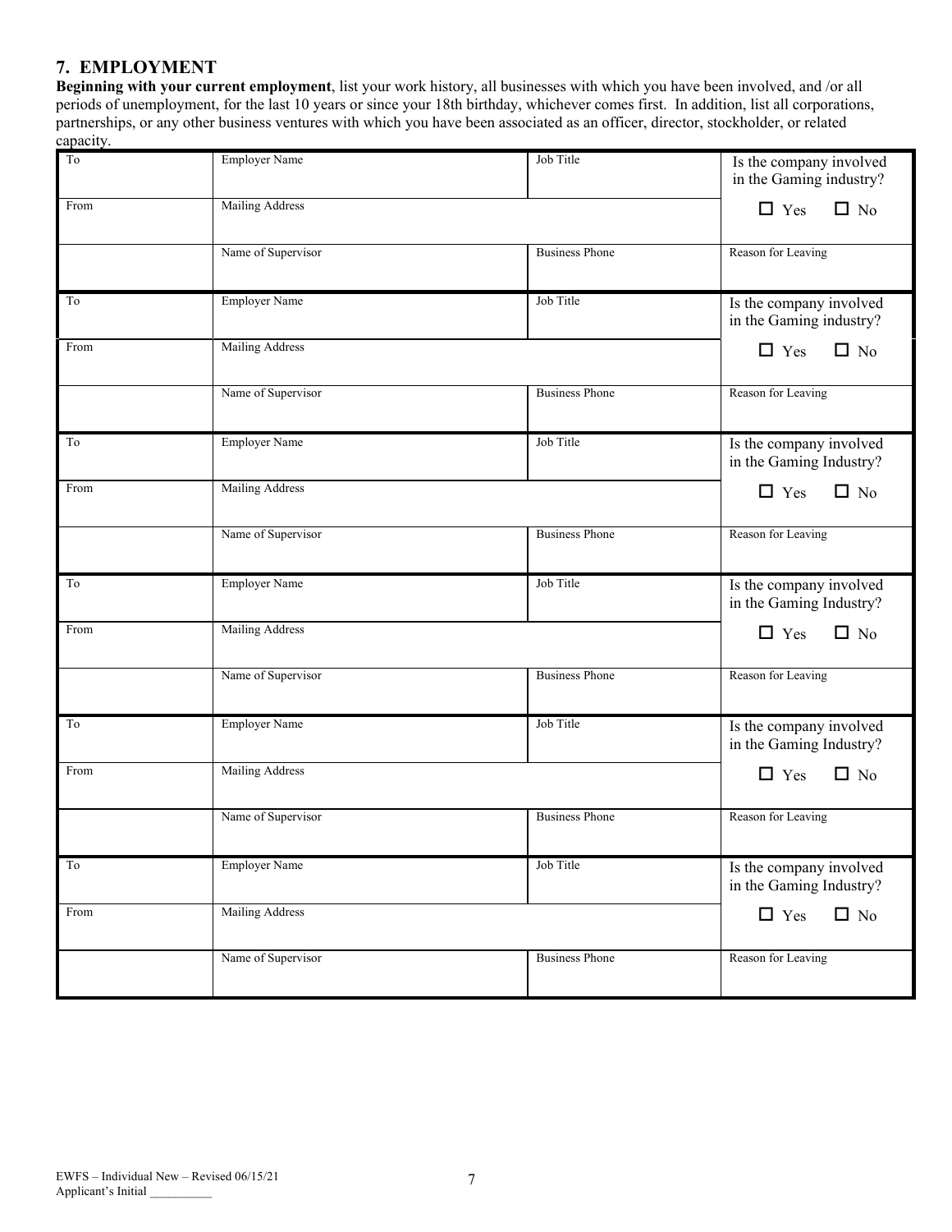## 7. EMPLOYMENT

**Beginning with your current employment**, list your work history, all businesses with which you have been involved, and /or all periods of unemployment, for the last 10 years or since your 18th birthday, whichever comes first. In addition, list all corporations, partnerships, or any other business ventures with which you have been associated as an officer, director, stockholder, or related capacity.

| To | Employer Name | Job Title | Is the company involved in the Gaming industry? |
|---|---|---|---|
| From | Mailing Address | | ☐ Yes ☐ No |
| | Name of Supervisor | Business Phone | Reason for Leaving |
| To | Employer Name | Job Title | Is the company involved in the Gaming industry? |
| From | Mailing Address | | ☐ Yes ☐ No |
| | Name of Supervisor | Business Phone | Reason for Leaving |
| To | Employer Name | Job Title | Is the company involved in the Gaming Industry? |
| From | Mailing Address | | ☐ Yes ☐ No |
| | Name of Supervisor | Business Phone | Reason for Leaving |
| To | Employer Name | Job Title | Is the company involved in the Gaming Industry? |
| From | Mailing Address | | ☐ Yes ☐ No |
| | Name of Supervisor | Business Phone | Reason for Leaving |
| To | Employer Name | Job Title | Is the company involved in the Gaming Industry? |
| From | Mailing Address | | ☐ Yes ☐ No |
| | Name of Supervisor | Business Phone | Reason for Leaving |
| To | Employer Name | Job Title | Is the company involved in the Gaming Industry? |
| From | Mailing Address | | ☐ Yes ☐ No |
| | Name of Supervisor | Business Phone | Reason for Leaving |

EWFS – Individual New – Revised 06/15/21
Applicant's Initial __________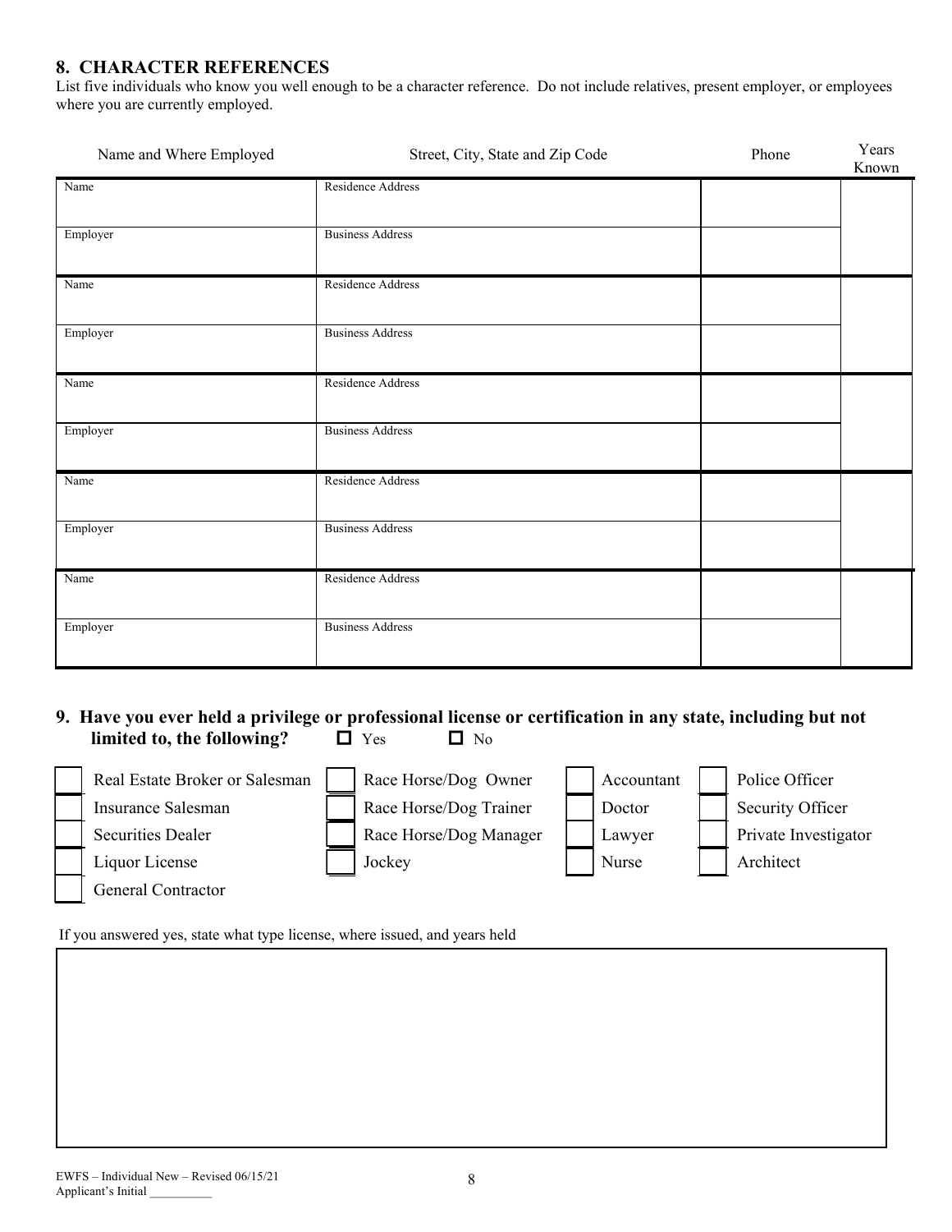## 8. CHARACTER REFERENCES

List five individuals who know you well enough to be a character reference. Do not include relatives, present employer, or employees where you are currently employed.

| Name and Where Employed | Street, City, State and Zip Code | Phone | Years Known |
|---|---|---|---|
| Name | Residence Address | | |
| Employer | Business Address | | |
| Name | Residence Address | | |
| Employer | Business Address | | |
| Name | Residence Address | | |
| Employer | Business Address | | |
| Name | Residence Address | | |
| Employer | Business Address | | |
| Name | Residence Address | | |
| Employer | Business Address | | |

## 9. Have you ever held a privilege or professional license or certification in any state, including but not limited to, the following?

☐ Yes ☐ No

| | | | |
|---|---|---|---|
| ☐ Real Estate Broker or Salesman | ☐ Race Horse/Dog Owner | ☐ Accountant | ☐ Police Officer |
| ☐ Insurance Salesman | ☐ Race Horse/Dog Trainer | ☐ Doctor | ☐ Security Officer |
| ☐ Securities Dealer | ☐ Race Horse/Dog Manager | ☐ Lawyer | ☐ Private Investigator |
| ☐ Liquor License | ☐ Jockey | ☐ Nurse | ☐ Architect |
| ☐ General Contractor | | | |

If you answered yes, state what type license, where issued, and years held

| |
|---|
| |

EWFS – Individual New – Revised 06/15/21

Applicant's Initial __________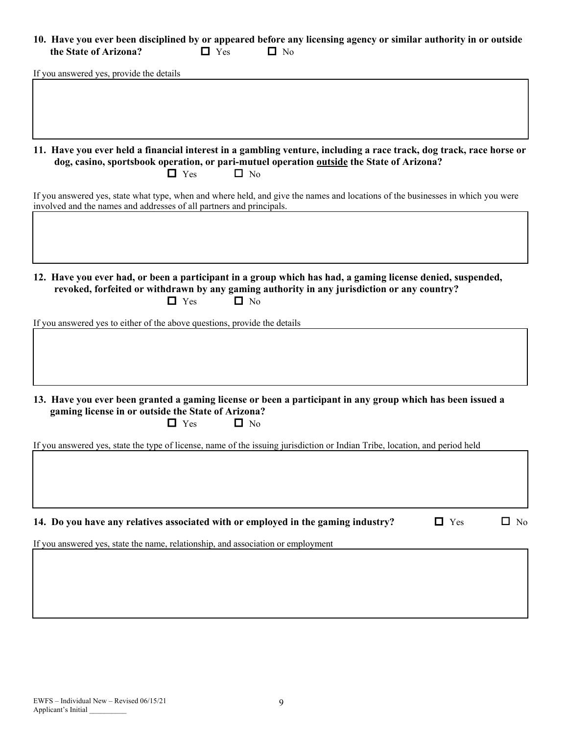**10. Have you ever been disciplined by or appeared before any licensing agency or similar authority in or outside the State of Arizona?** ☐ Yes ☐ No

If you answered yes, provide the details

**11. Have you ever held a financial interest in a gambling venture, including a race track, dog track, race horse or dog, casino, sportsbook operation, or pari-mutuel operation <u>outside</u> the State of Arizona?**

☐ Yes ☐ No

If you answered yes, state what type, when and where held, and give the names and locations of the businesses in which you were involved and the names and addresses of all partners and principals.

**12. Have you ever had, or been a participant in a group which has had, a gaming license denied, suspended, revoked, forfeited or withdrawn by any gaming authority in any jurisdiction or any country?**

☐ Yes ☐ No

If you answered yes to either of the above questions, provide the details

**13. Have you ever been granted a gaming license or been a participant in any group which has been issued a gaming license in or outside the State of Arizona?**

☐ Yes ☐ No

If you answered yes, state the type of license, name of the issuing jurisdiction or Indian Tribe, location, and period held

**14. Do you have any relatives associated with or employed in the gaming industry?** ☐ Yes ☐ No

If you answered yes, state the name, relationship, and association or employment

EWFS – Individual New – Revised 06/15/21
Applicant's Initial __________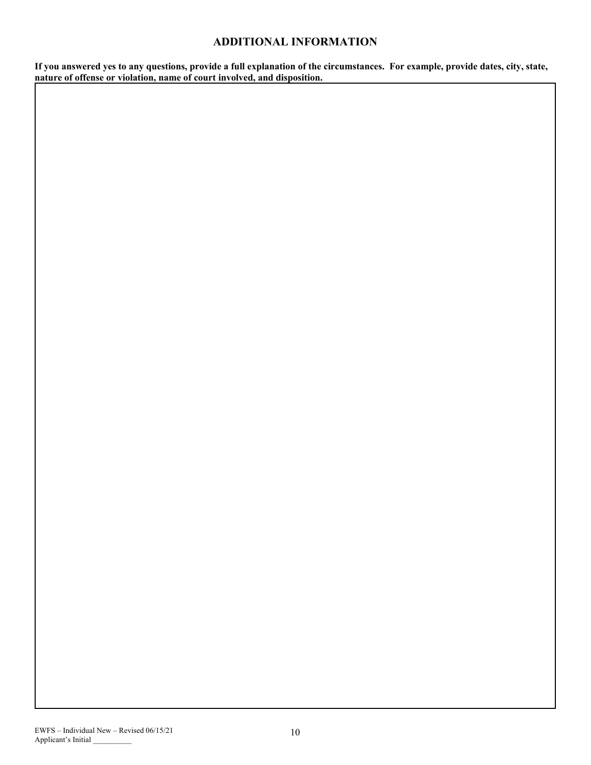## ADDITIONAL INFORMATION

**If you answered yes to any questions, provide a full explanation of the circumstances. For example, provide dates, city, state, nature of offense or violation, name of court involved, and disposition.**

EWFS – Individual New – Revised 06/15/21
Applicant's Initial __________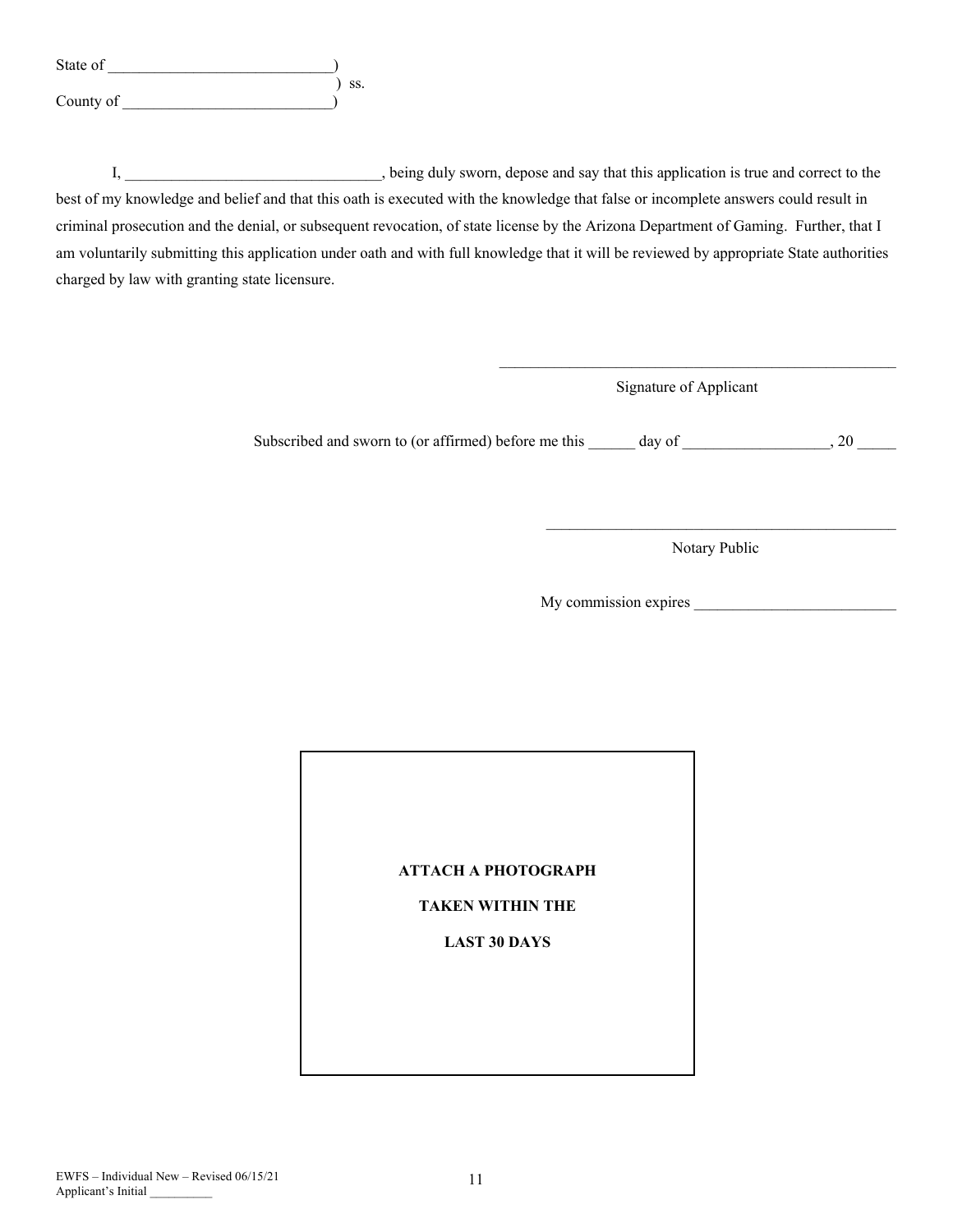State of ____________________________)
) ss.
County of ___________________________)

I, ________________________________, being duly sworn, depose and say that this application is true and correct to the best of my knowledge and belief and that this oath is executed with the knowledge that false or incomplete answers could result in criminal prosecution and the denial, or subsequent revocation, of state license by the Arizona Department of Gaming. Further, that I am voluntarily submitting this application under oath and with full knowledge that it will be reviewed by appropriate State authorities charged by law with granting state licensure.

_____________________________________________________
Signature of Applicant

Subscribed and sworn to (or affirmed) before me this ______ day of __________________, 20 _____

_______________________________________________
Notary Public

My commission expires __________________________

**ATTACH A PHOTOGRAPH**

**TAKEN WITHIN THE**

**LAST 30 DAYS**

EWFS – Individual New – Revised 06/15/21
Applicant's Initial __________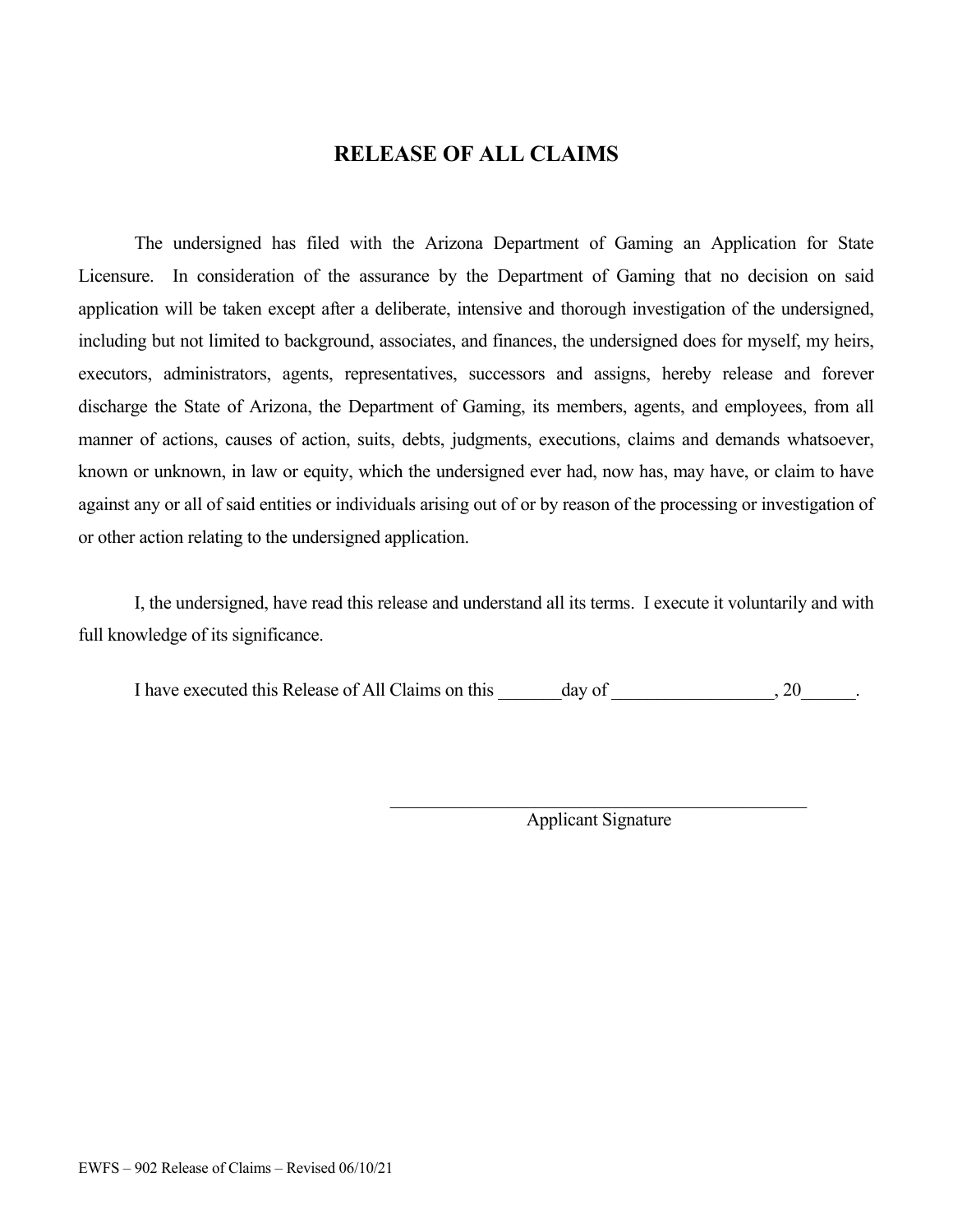# RELEASE OF ALL CLAIMS

The undersigned has filed with the Arizona Department of Gaming an Application for State Licensure. In consideration of the assurance by the Department of Gaming that no decision on said application will be taken except after a deliberate, intensive and thorough investigation of the undersigned, including but not limited to background, associates, and finances, the undersigned does for myself, my heirs, executors, administrators, agents, representatives, successors and assigns, hereby release and forever discharge the State of Arizona, the Department of Gaming, its members, agents, and employees, from all manner of actions, causes of action, suits, debts, judgments, executions, claims and demands whatsoever, known or unknown, in law or equity, which the undersigned ever had, now has, may have, or claim to have against any or all of said entities or individuals arising out of or by reason of the processing or investigation of or other action relating to the undersigned application.

I, the undersigned, have read this release and understand all its terms. I execute it voluntarily and with full knowledge of its significance.

I have executed this Release of All Claims on this _______day of _________________, 20______.

_______________________________________________

Applicant Signature

EWFS – 902 Release of Claims – Revised 06/10/21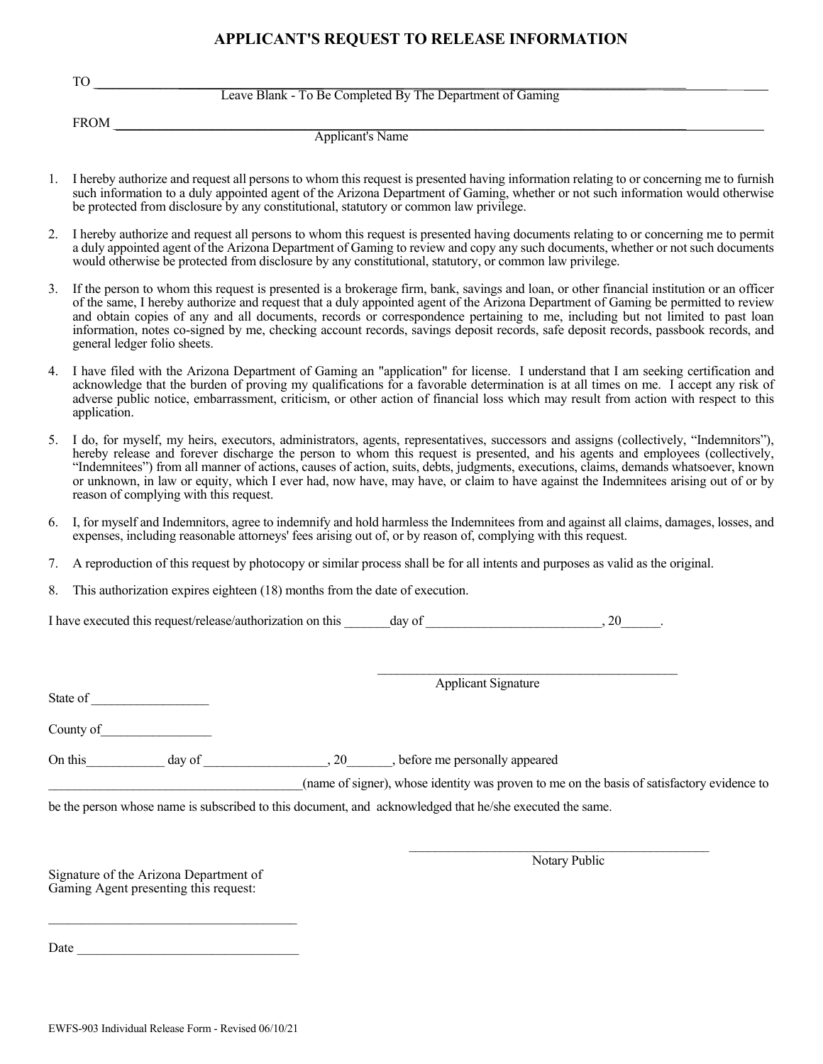# APPLICANT'S REQUEST TO RELEASE INFORMATION

TO ____________________________________________________________
Leave Blank - To Be Completed By The Department of Gaming

FROM ____________________________________________________________
Applicant's Name

1. I hereby authorize and request all persons to whom this request is presented having information relating to or concerning me to furnish such information to a duly appointed agent of the Arizona Department of Gaming, whether or not such information would otherwise be protected from disclosure by any constitutional, statutory or common law privilege.

2. I hereby authorize and request all persons to whom this request is presented having documents relating to or concerning me to permit a duly appointed agent of the Arizona Department of Gaming to review and copy any such documents, whether or not such documents would otherwise be protected from disclosure by any constitutional, statutory, or common law privilege.

3. If the person to whom this request is presented is a brokerage firm, bank, savings and loan, or other financial institution or an officer of the same, I hereby authorize and request that a duly appointed agent of the Arizona Department of Gaming be permitted to review and obtain copies of any and all documents, records or correspondence pertaining to me, including but not limited to past loan information, notes co-signed by me, checking account records, savings deposit records, safe deposit records, passbook records, and general ledger folio sheets.

4. I have filed with the Arizona Department of Gaming an "application" for license. I understand that I am seeking certification and acknowledge that the burden of proving my qualifications for a favorable determination is at all times on me. I accept any risk of adverse public notice, embarrassment, criticism, or other action of financial loss which may result from action with respect to this application.

5. I do, for myself, my heirs, executors, administrators, agents, representatives, successors and assigns (collectively, "Indemnitors"), hereby release and forever discharge the person to whom this request is presented, and his agents and employees (collectively, "Indemnitees") from all manner of actions, causes of action, suits, debts, judgments, executions, claims, demands whatsoever, known or unknown, in law or equity, which I ever had, now have, may have, or claim to have against the Indemnitees arising out of or by reason of complying with this request.

6. I, for myself and Indemnitors, agree to indemnify and hold harmless the Indemnitees from and against all claims, damages, losses, and expenses, including reasonable attorneys' fees arising out of, or by reason of, complying with this request.

7. A reproduction of this request by photocopy or similar process shall be for all intents and purposes as valid as the original.

8. This authorization expires eighteen (18) months from the date of execution.

I have executed this request/release/authorization on this _______day of ___________________________, 20______.

_______________________________________________
Applicant Signature

State of __________________

County of_________________

On this____________ day of ___________________, 20_______, before me personally appeared _______________________________________(name of signer), whose identity was proven to me on the basis of satisfactory evidence to be the person whose name is subscribed to this document, and acknowledged that he/she executed the same.

_______________________________________________
Notary Public

Signature of the Arizona Department of Gaming Agent presenting this request:

_____________________________________

Date __________________________________

EWFS-903 Individual Release Form - Revised 06/10/21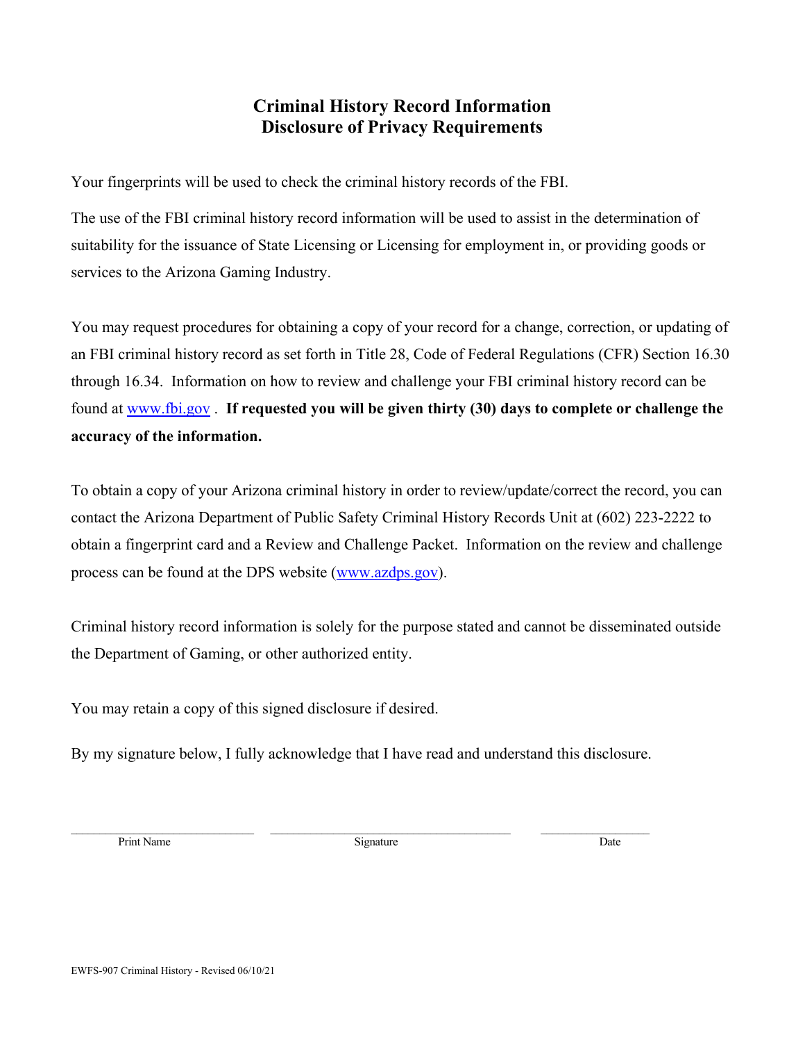# Criminal History Record Information
# Disclosure of Privacy Requirements

Your fingerprints will be used to check the criminal history records of the FBI.

The use of the FBI criminal history record information will be used to assist in the determination of suitability for the issuance of State Licensing or Licensing for employment in, or providing goods or services to the Arizona Gaming Industry.

You may request procedures for obtaining a copy of your record for a change, correction, or updating of an FBI criminal history record as set forth in Title 28, Code of Federal Regulations (CFR) Section 16.30 through 16.34. Information on how to review and challenge your FBI criminal history record can be found at www.fbi.gov . **If requested you will be given thirty (30) days to complete or challenge the accuracy of the information.**

To obtain a copy of your Arizona criminal history in order to review/update/correct the record, you can contact the Arizona Department of Public Safety Criminal History Records Unit at (602) 223-2222 to obtain a fingerprint card and a Review and Challenge Packet. Information on the review and challenge process can be found at the DPS website (www.azdps.gov).

Criminal history record information is solely for the purpose stated and cannot be disseminated outside the Department of Gaming, or other authorized entity.

You may retain a copy of this signed disclosure if desired.

By my signature below, I fully acknowledge that I have read and understand this disclosure.

| ______________________ | ______________________________ | ______________ |
|---|---|---|
| Print Name | Signature | Date |

EWFS-907 Criminal History - Revised 06/10/21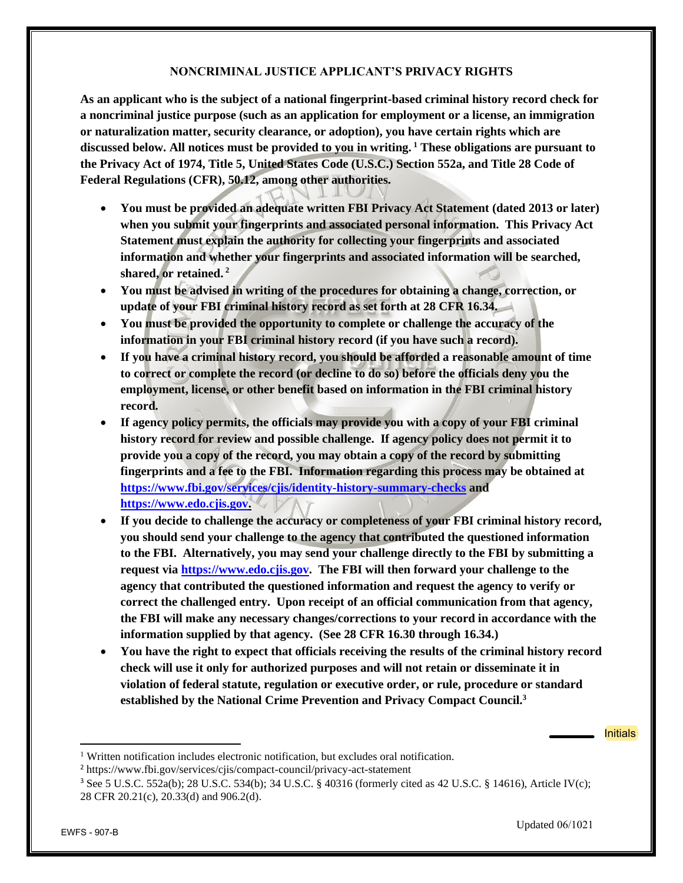# NONCRIMINAL JUSTICE APPLICANT'S PRIVACY RIGHTS

**As an applicant who is the subject of a national fingerprint-based criminal history record check for a noncriminal justice purpose (such as an application for employment or a license, an immigration or naturalization matter, security clearance, or adoption), you have certain rights which are discussed below. All notices must be provided to you in writing.[1] These obligations are pursuant to the Privacy Act of 1974, Title 5, United States Code (U.S.C.) Section 552a, and Title 28 Code of Federal Regulations (CFR), 50.12, among other authorities.**

- **You must be provided an adequate written FBI Privacy Act Statement (dated 2013 or later) when you submit your fingerprints and associated personal information. This Privacy Act Statement must explain the authority for collecting your fingerprints and associated information and whether your fingerprints and associated information will be searched, shared, or retained.[2]**
- **You must be advised in writing of the procedures for obtaining a change, correction, or update of your FBI criminal history record as set forth at 28 CFR 16.34.**
- **You must be provided the opportunity to complete or challenge the accuracy of the information in your FBI criminal history record (if you have such a record).**
- **If you have a criminal history record, you should be afforded a reasonable amount of time to correct or complete the record (or decline to do so) before the officials deny you the employment, license, or other benefit based on information in the FBI criminal history record.**
- **If agency policy permits, the officials may provide you with a copy of your FBI criminal history record for review and possible challenge. If agency policy does not permit it to provide you a copy of the record, you may obtain a copy of the record by submitting fingerprints and a fee to the FBI. Information regarding this process may be obtained at https://www.fbi.gov/services/cjis/identity-history-summary-checks and https://www.edo.cjis.gov.**
- **If you decide to challenge the accuracy or completeness of your FBI criminal history record, you should send your challenge to the agency that contributed the questioned information to the FBI. Alternatively, you may send your challenge directly to the FBI by submitting a request via https://www.edo.cjis.gov. The FBI will then forward your challenge to the agency that contributed the questioned information and request the agency to verify or correct the challenged entry. Upon receipt of an official communication from that agency, the FBI will make any necessary changes/corrections to your record in accordance with the information supplied by that agency. (See 28 CFR 16.30 through 16.34.)**
- **You have the right to expect that officials receiving the results of the criminal history record check will use it only for authorized purposes and will not retain or disseminate it in violation of federal statute, regulation or executive order, or rule, procedure or standard established by the National Crime Prevention and Privacy Compact Council.[3]**

_______ Initials

[1] Written notification includes electronic notification, but excludes oral notification.

[2] https://www.fbi.gov/services/cjis/compact-council/privacy-act-statement

[3] See 5 U.S.C. 552a(b); 28 U.S.C. 534(b); 34 U.S.C. § 40316 (formerly cited as 42 U.S.C. § 14616), Article IV(c); 28 CFR 20.21(c), 20.33(d) and 906.2(d).

EWFS - 907-B

Updated 06/1021